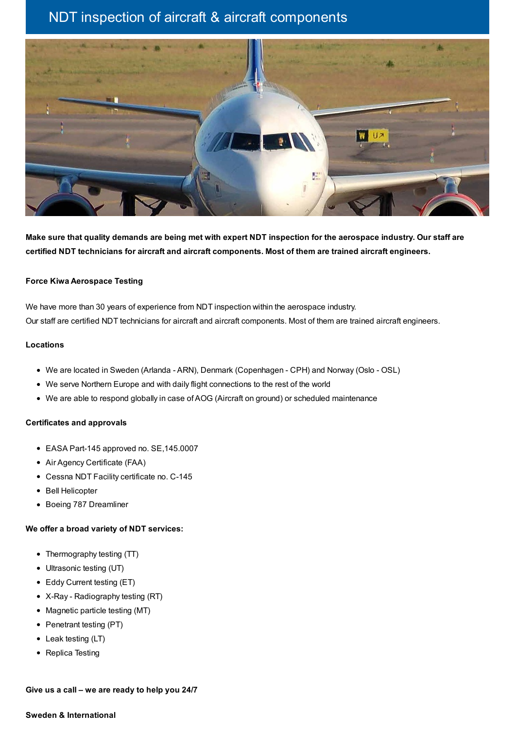# NDT inspection of aircraft & aircraft components

**Make sure that quality demands are being met with expert NDT inspection for the aerospace industry. Our staff are certified NDT technicians for aircraft and aircraft components. Most of them are trained aircraft engineers.**

**Force Kiwa Aerospace Testing**

We have more than 30 years of experience from NDT inspection within the aerospace industry.
Our staff are certified NDT technicians for aircraft and aircraft components. Most of them are trained aircraft engineers.

**Locations**

- We are located in Sweden (Arlanda - ARN), Denmark (Copenhagen - CPH) and Norway (Oslo - OSL)
- We serve Northern Europe and with daily flight connections to the rest of the world
- We are able to respond globally in case of AOG (Aircraft on ground) or scheduled maintenance

**Certificates and approvals**

- EASA Part-145 approved no. SE,145.0007
- Air Agency Certificate (FAA)
- Cessna NDT Facility certificate no. C-145
- Bell Helicopter
- Boeing 787 Dreamliner

**We offer a broad variety of NDT services:**

- Thermography testing (TT)
- Ultrasonic testing (UT)
- Eddy Current testing (ET)
- X-Ray - Radiography testing (RT)
- Magnetic particle testing (MT)
- Penetrant testing (PT)
- Leak testing (LT)
- Replica Testing

**Give us a call – we are ready to help you 24/7**

**Sweden & International**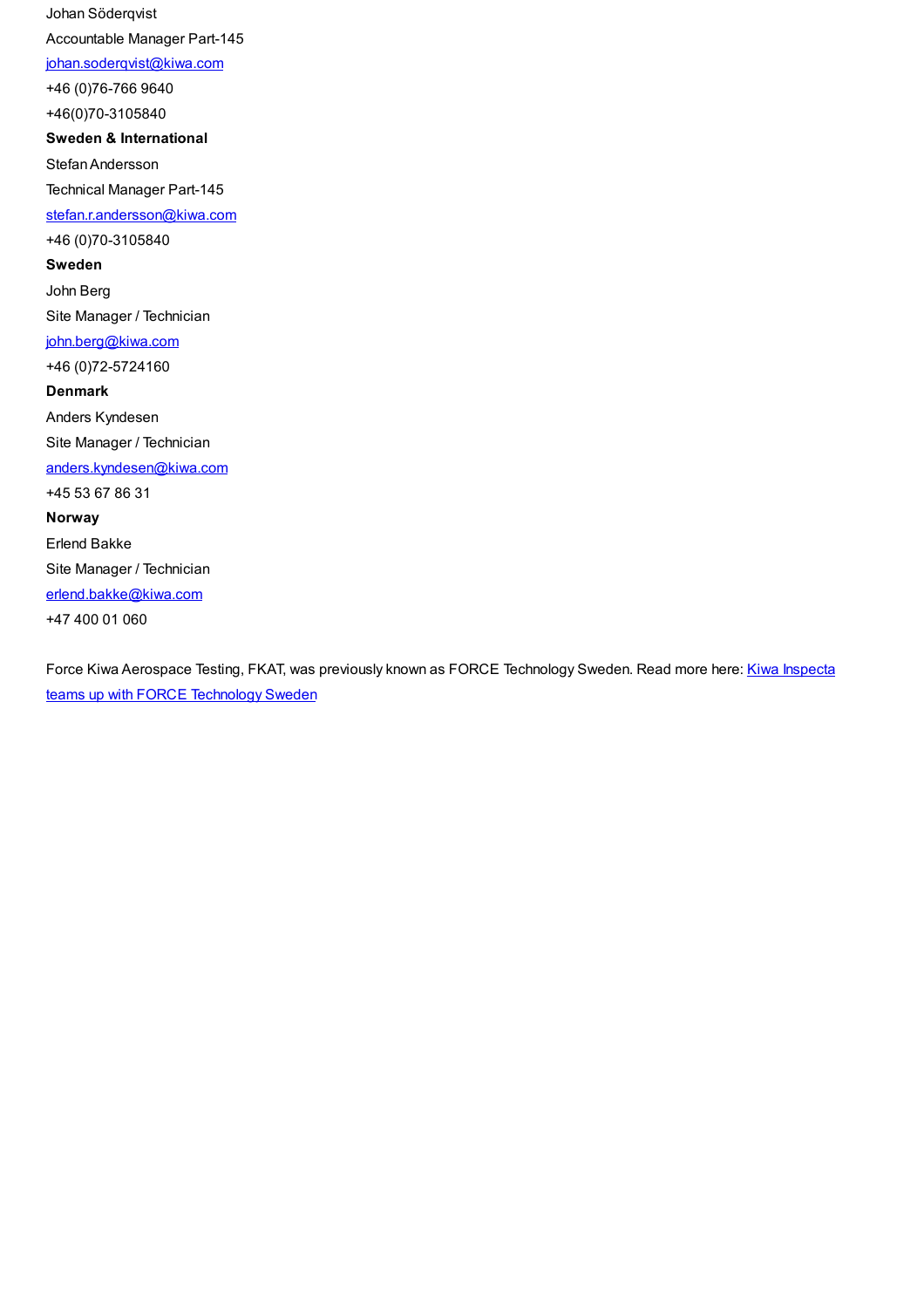Johan Söderqvist

Accountable Manager Part-145

johan.soderqvist@kiwa.com

+46 (0)76-766 9640

+46(0)70-3105840

**Sweden & International**

Stefan Andersson

Technical Manager Part-145

stefan.r.andersson@kiwa.com

+46 (0)70-3105840

**Sweden**

John Berg

Site Manager / Technician

john.berg@kiwa.com

+46 (0)72-5724160

**Denmark**

Anders Kyndesen

Site Manager / Technician

anders.kyndesen@kiwa.com

+45 53 67 86 31

**Norway**

Erlend Bakke

Site Manager / Technician

erlend.bakke@kiwa.com

+47 400 01 060

Force Kiwa Aerospace Testing, FKAT, was previously known as FORCE Technology Sweden. Read more here: Kiwa Inspecta teams up with FORCE Technology Sweden